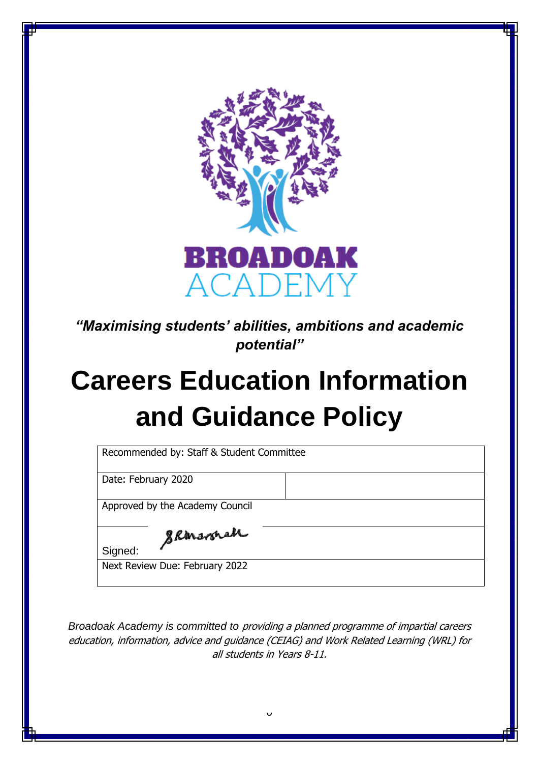BROADOAK ACADEMY

*"Maximising students' abilities, ambitions and academic potential"*

# Careers Education Information and Guidance Policy

| Recommended by: Staff & Student Committee | |
|---|---|
| Date: February 2020 | |
| Approved by the Academy Council | |
| Signed: S R Marshall | |
| Next Review Due: February 2022 | |

*Broadoak Academy is committed to providing a planned programme of impartial careers education, information, advice and guidance (CEIAG) and Work Related Learning (WRL) for all students in Years 8-11.*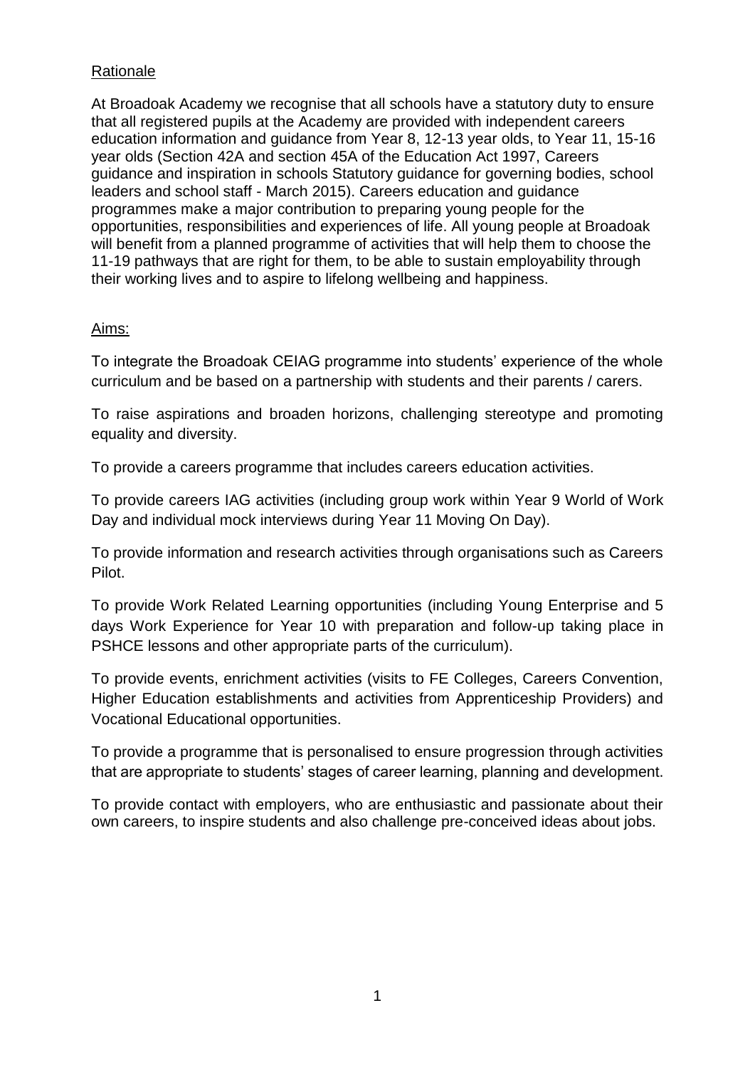## Rationale

At Broadoak Academy we recognise that all schools have a statutory duty to ensure that all registered pupils at the Academy are provided with independent careers education information and guidance from Year 8, 12-13 year olds, to Year 11, 15-16 year olds (Section 42A and section 45A of the Education Act 1997, Careers guidance and inspiration in schools Statutory guidance for governing bodies, school leaders and school staff - March 2015). Careers education and guidance programmes make a major contribution to preparing young people for the opportunities, responsibilities and experiences of life. All young people at Broadoak will benefit from a planned programme of activities that will help them to choose the 11-19 pathways that are right for them, to be able to sustain employability through their working lives and to aspire to lifelong wellbeing and happiness.

## Aims:

To integrate the Broadoak CEIAG programme into students' experience of the whole curriculum and be based on a partnership with students and their parents / carers.

To raise aspirations and broaden horizons, challenging stereotype and promoting equality and diversity.

To provide a careers programme that includes careers education activities.

To provide careers IAG activities (including group work within Year 9 World of Work Day and individual mock interviews during Year 11 Moving On Day).

To provide information and research activities through organisations such as Careers Pilot.

To provide Work Related Learning opportunities (including Young Enterprise and 5 days Work Experience for Year 10 with preparation and follow-up taking place in PSHCE lessons and other appropriate parts of the curriculum).

To provide events, enrichment activities (visits to FE Colleges, Careers Convention, Higher Education establishments and activities from Apprenticeship Providers) and Vocational Educational opportunities.

To provide a programme that is personalised to ensure progression through activities that are appropriate to students' stages of career learning, planning and development.

To provide contact with employers, who are enthusiastic and passionate about their own careers, to inspire students and also challenge pre-conceived ideas about jobs.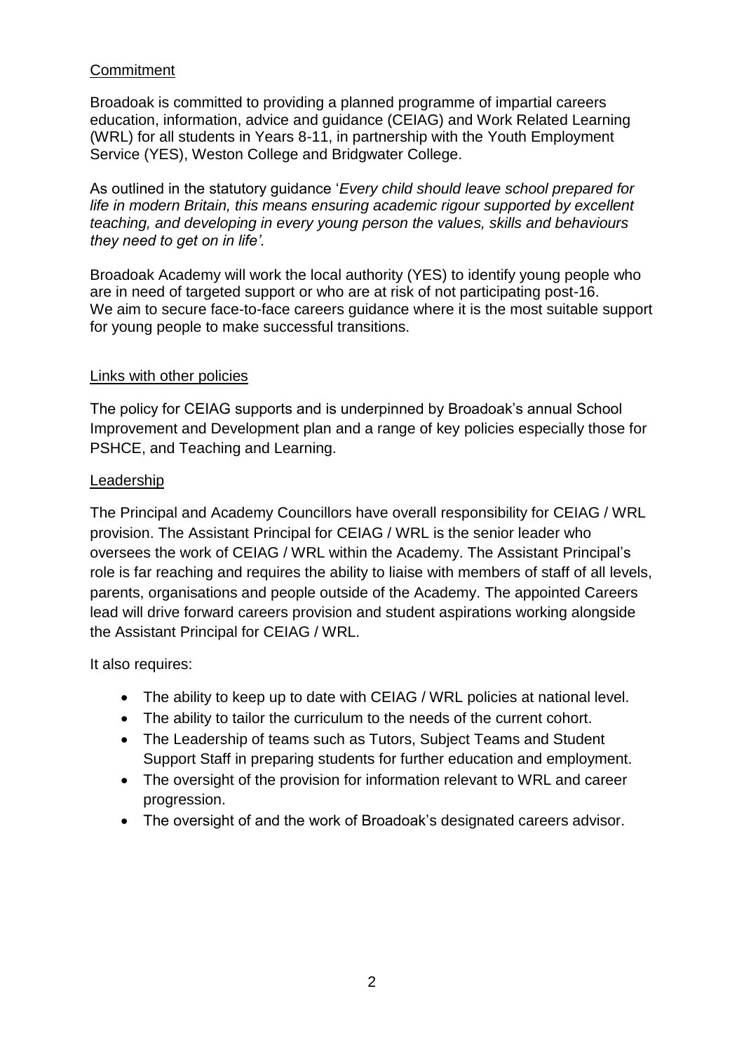## Commitment

Broadoak is committed to providing a planned programme of impartial careers education, information, advice and guidance (CEIAG) and Work Related Learning (WRL) for all students in Years 8-11, in partnership with the Youth Employment Service (YES), Weston College and Bridgwater College.

As outlined in the statutory guidance '*Every child should leave school prepared for life in modern Britain, this means ensuring academic rigour supported by excellent teaching, and developing in every young person the values, skills and behaviours they need to get on in life'.*

Broadoak Academy will work the local authority (YES) to identify young people who are in need of targeted support or who are at risk of not participating post-16. We aim to secure face-to-face careers guidance where it is the most suitable support for young people to make successful transitions.

## Links with other policies

The policy for CEIAG supports and is underpinned by Broadoak's annual School Improvement and Development plan and a range of key policies especially those for PSHCE, and Teaching and Learning.

## Leadership

The Principal and Academy Councillors have overall responsibility for CEIAG / WRL provision. The Assistant Principal for CEIAG / WRL is the senior leader who oversees the work of CEIAG / WRL within the Academy. The Assistant Principal's role is far reaching and requires the ability to liaise with members of staff of all levels, parents, organisations and people outside of the Academy. The appointed Careers lead will drive forward careers provision and student aspirations working alongside the Assistant Principal for CEIAG / WRL.

It also requires:

- The ability to keep up to date with CEIAG / WRL policies at national level.
- The ability to tailor the curriculum to the needs of the current cohort.
- The Leadership of teams such as Tutors, Subject Teams and Student Support Staff in preparing students for further education and employment.
- The oversight of the provision for information relevant to WRL and career progression.
- The oversight of and the work of Broadoak's designated careers advisor.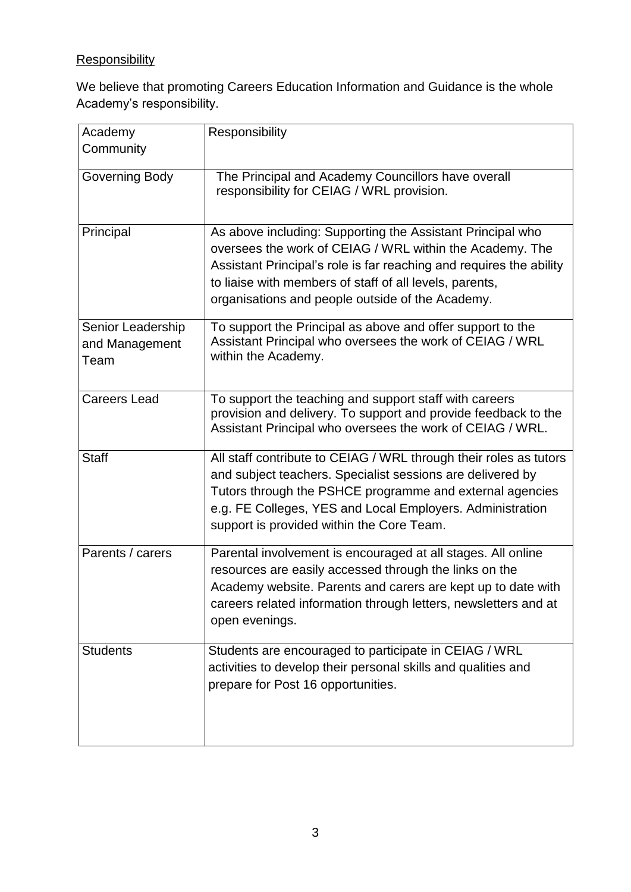## Responsibility

We believe that promoting Careers Education Information and Guidance is the whole Academy's responsibility.

| Academy Community | Responsibility |
|---|---|
| Governing Body | The Principal and Academy Councillors have overall responsibility for CEIAG / WRL provision. |
| Principal | As above including: Supporting the Assistant Principal who oversees the work of CEIAG / WRL within the Academy. The Assistant Principal's role is far reaching and requires the ability to liaise with members of staff of all levels, parents, organisations and people outside of the Academy. |
| Senior Leadership and Management Team | To support the Principal as above and offer support to the Assistant Principal who oversees the work of CEIAG / WRL within the Academy. |
| Careers Lead | To support the teaching and support staff with careers provision and delivery. To support and provide feedback to the Assistant Principal who oversees the work of CEIAG / WRL. |
| Staff | All staff contribute to CEIAG / WRL through their roles as tutors and subject teachers. Specialist sessions are delivered by Tutors through the PSHCE programme and external agencies e.g. FE Colleges, YES and Local Employers. Administration support is provided within the Core Team. |
| Parents / carers | Parental involvement is encouraged at all stages. All online resources are easily accessed through the links on the Academy website. Parents and carers are kept up to date with careers related information through letters, newsletters and at open evenings. |
| Students | Students are encouraged to participate in CEIAG / WRL activities to develop their personal skills and qualities and prepare for Post 16 opportunities. |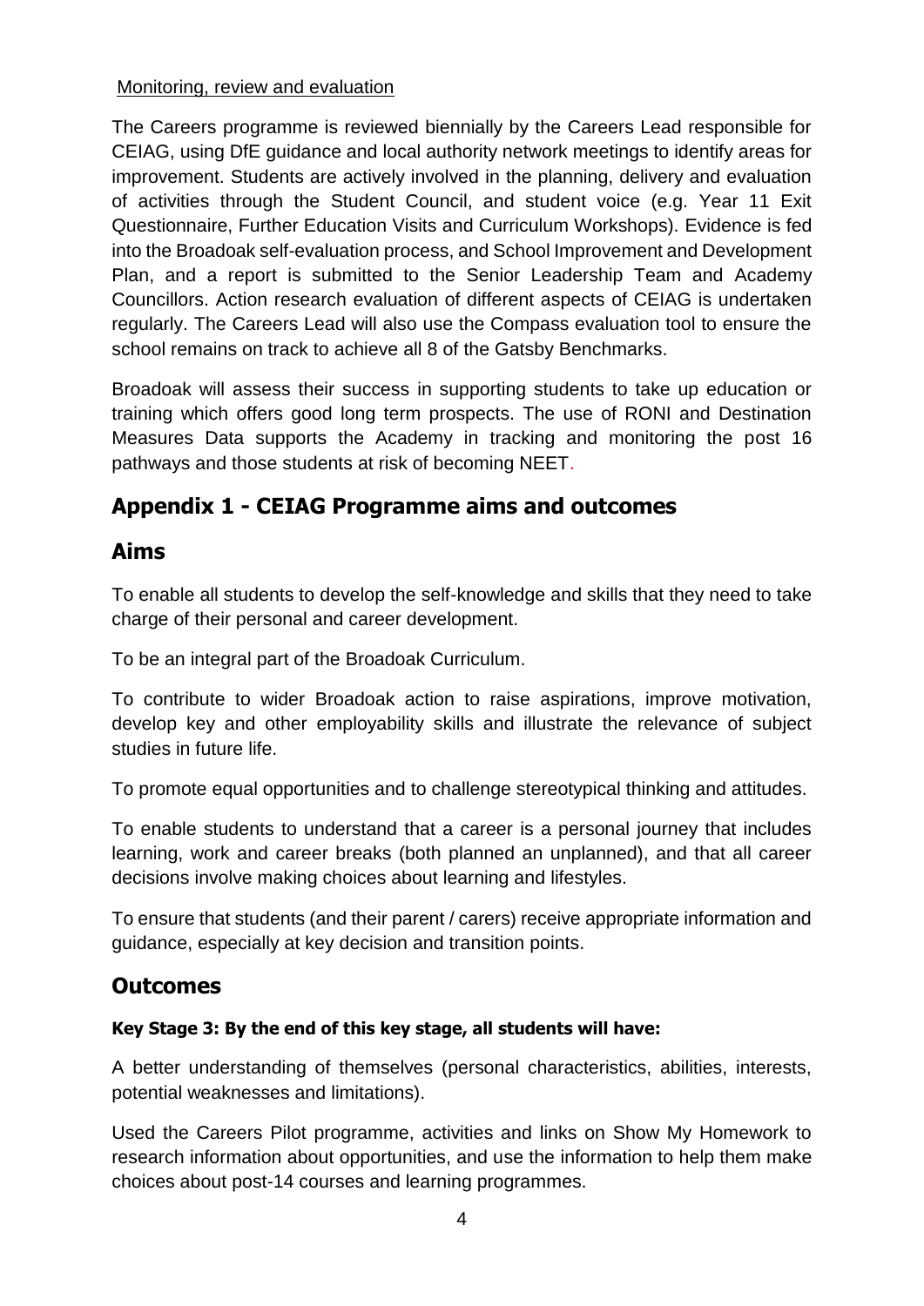Monitoring, review and evaluation

The Careers programme is reviewed biennially by the Careers Lead responsible for CEIAG, using DfE guidance and local authority network meetings to identify areas for improvement. Students are actively involved in the planning, delivery and evaluation of activities through the Student Council, and student voice (e.g. Year 11 Exit Questionnaire, Further Education Visits and Curriculum Workshops). Evidence is fed into the Broadoak self-evaluation process, and School Improvement and Development Plan, and a report is submitted to the Senior Leadership Team and Academy Councillors. Action research evaluation of different aspects of CEIAG is undertaken regularly. The Careers Lead will also use the Compass evaluation tool to ensure the school remains on track to achieve all 8 of the Gatsby Benchmarks.

Broadoak will assess their success in supporting students to take up education or training which offers good long term prospects. The use of RONI and Destination Measures Data supports the Academy in tracking and monitoring the post 16 pathways and those students at risk of becoming NEET.

## Appendix 1 - CEIAG Programme aims and outcomes

## Aims

To enable all students to develop the self-knowledge and skills that they need to take charge of their personal and career development.

To be an integral part of the Broadoak Curriculum.

To contribute to wider Broadoak action to raise aspirations, improve motivation, develop key and other employability skills and illustrate the relevance of subject studies in future life.

To promote equal opportunities and to challenge stereotypical thinking and attitudes.

To enable students to understand that a career is a personal journey that includes learning, work and career breaks (both planned an unplanned), and that all career decisions involve making choices about learning and lifestyles.

To ensure that students (and their parent / carers) receive appropriate information and guidance, especially at key decision and transition points.

## Outcomes

**Key Stage 3: By the end of this key stage, all students will have:**

A better understanding of themselves (personal characteristics, abilities, interests, potential weaknesses and limitations).

Used the Careers Pilot programme, activities and links on Show My Homework to research information about opportunities, and use the information to help them make choices about post-14 courses and learning programmes.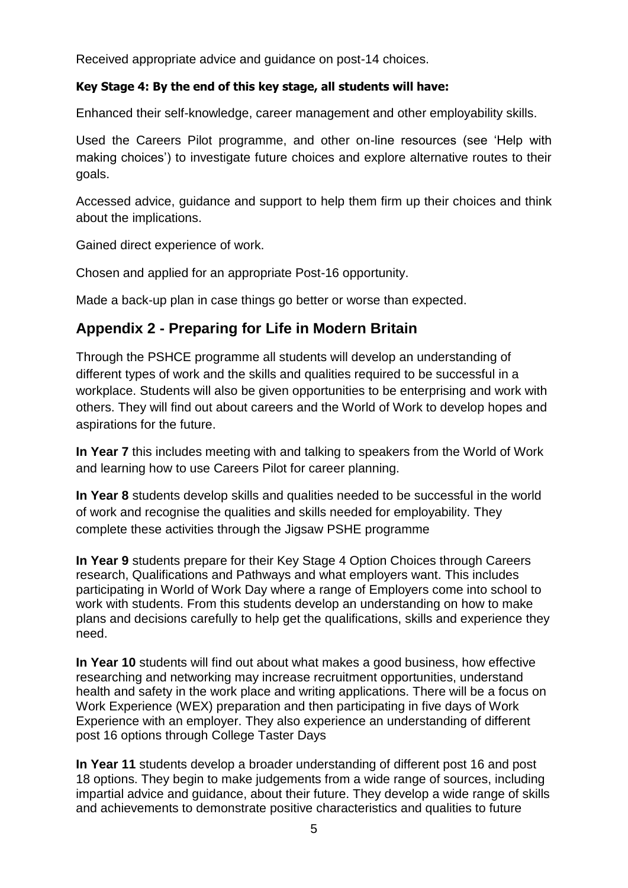Received appropriate advice and guidance on post-14 choices.

**Key Stage 4: By the end of this key stage, all students will have:**

Enhanced their self-knowledge, career management and other employability skills.

Used the Careers Pilot programme, and other on-line resources (see 'Help with making choices') to investigate future choices and explore alternative routes to their goals.

Accessed advice, guidance and support to help them firm up their choices and think about the implications.

Gained direct experience of work.

Chosen and applied for an appropriate Post-16 opportunity.

Made a back-up plan in case things go better or worse than expected.

## Appendix 2 - Preparing for Life in Modern Britain

Through the PSHCE programme all students will develop an understanding of different types of work and the skills and qualities required to be successful in a workplace. Students will also be given opportunities to be enterprising and work with others. They will find out about careers and the World of Work to develop hopes and aspirations for the future.

**In Year 7** this includes meeting with and talking to speakers from the World of Work and learning how to use Careers Pilot for career planning.

**In Year 8** students develop skills and qualities needed to be successful in the world of work and recognise the qualities and skills needed for employability. They complete these activities through the Jigsaw PSHE programme

**In Year 9** students prepare for their Key Stage 4 Option Choices through Careers research, Qualifications and Pathways and what employers want. This includes participating in World of Work Day where a range of Employers come into school to work with students. From this students develop an understanding on how to make plans and decisions carefully to help get the qualifications, skills and experience they need.

**In Year 10** students will find out about what makes a good business, how effective researching and networking may increase recruitment opportunities, understand health and safety in the work place and writing applications. There will be a focus on Work Experience (WEX) preparation and then participating in five days of Work Experience with an employer. They also experience an understanding of different post 16 options through College Taster Days

**In Year 11** students develop a broader understanding of different post 16 and post 18 options. They begin to make judgements from a wide range of sources, including impartial advice and guidance, about their future. They develop a wide range of skills and achievements to demonstrate positive characteristics and qualities to future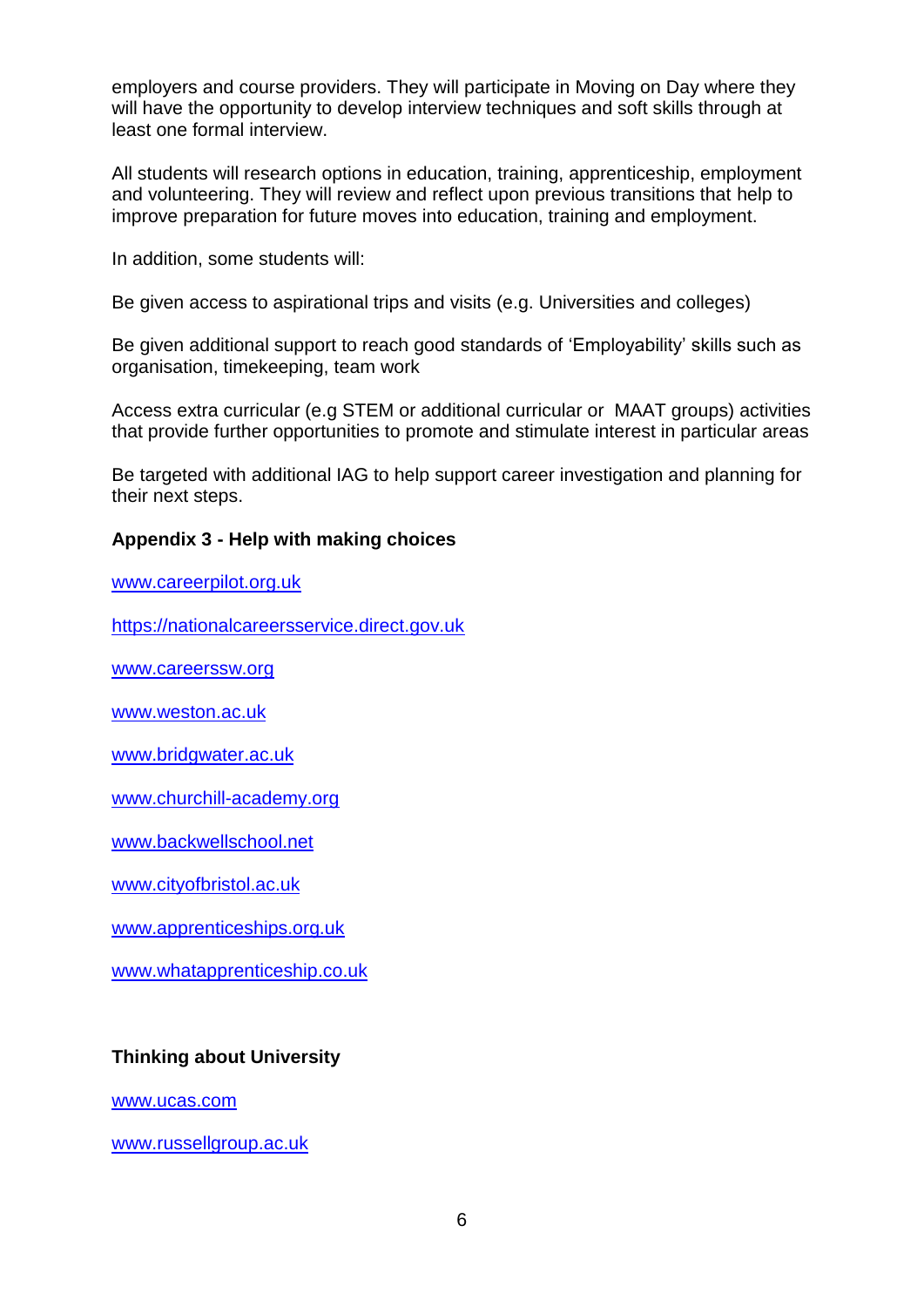employers and course providers. They will participate in Moving on Day where they will have the opportunity to develop interview techniques and soft skills through at least one formal interview.

All students will research options in education, training, apprenticeship, employment and volunteering. They will review and reflect upon previous transitions that help to improve preparation for future moves into education, training and employment.

In addition, some students will:

Be given access to aspirational trips and visits (e.g. Universities and colleges)

Be given additional support to reach good standards of 'Employability' skills such as organisation, timekeeping, team work

Access extra curricular (e.g STEM or additional curricular or MAAT groups) activities that provide further opportunities to promote and stimulate interest in particular areas

Be targeted with additional IAG to help support career investigation and planning for their next steps.

### Appendix 3 - Help with making choices

www.careerpilot.org.uk

https://nationalcareersservice.direct.gov.uk

www.careerssw.org

www.weston.ac.uk

www.bridgwater.ac.uk

www.churchill-academy.org

www.backwellschool.net

www.cityofbristol.ac.uk

www.apprenticeships.org.uk

www.whatapprenticeship.co.uk

### Thinking about University

www.ucas.com

www.russellgroup.ac.uk